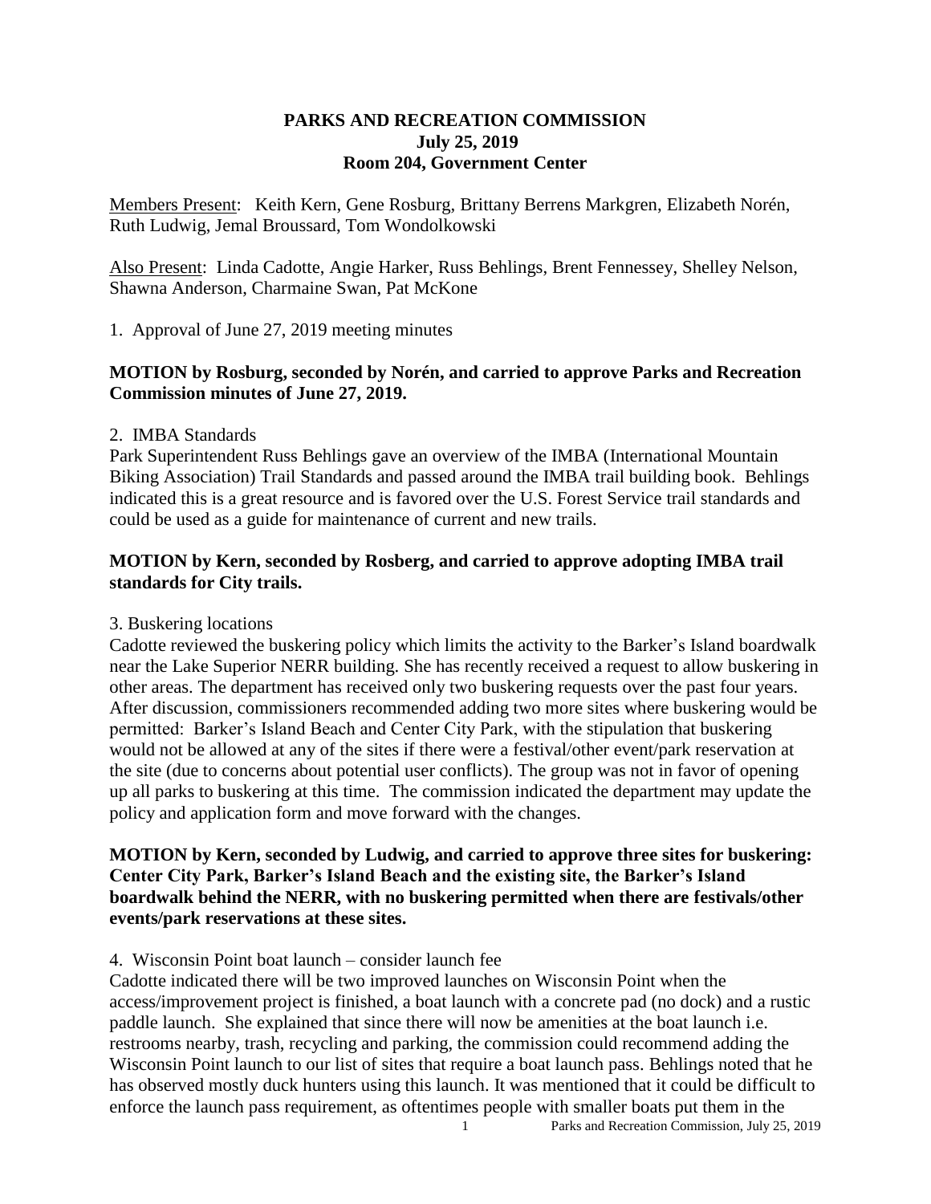**PARKS AND RECREATION COMMISSION**
**July 25, 2019**
**Room 204, Government Center**

Members Present: Keith Kern, Gene Rosburg, Brittany Berrens Markgren, Elizabeth Norén, Ruth Ludwig, Jemal Broussard, Tom Wondolkowski

Also Present: Linda Cadotte, Angie Harker, Russ Behlings, Brent Fennessey, Shelley Nelson, Shawna Anderson, Charmaine Swan, Pat McKone

1. Approval of June 27, 2019 meeting minutes

**MOTION by Rosburg, seconded by Norén, and carried to approve Parks and Recreation Commission minutes of June 27, 2019.**

2. IMBA Standards

Park Superintendent Russ Behlings gave an overview of the IMBA (International Mountain Biking Association) Trail Standards and passed around the IMBA trail building book. Behlings indicated this is a great resource and is favored over the U.S. Forest Service trail standards and could be used as a guide for maintenance of current and new trails.

**MOTION by Kern, seconded by Rosberg, and carried to approve adopting IMBA trail standards for City trails.**

3. Buskering locations

Cadotte reviewed the buskering policy which limits the activity to the Barker's Island boardwalk near the Lake Superior NERR building. She has recently received a request to allow buskering in other areas. The department has received only two buskering requests over the past four years. After discussion, commissioners recommended adding two more sites where buskering would be permitted: Barker's Island Beach and Center City Park, with the stipulation that buskering would not be allowed at any of the sites if there were a festival/other event/park reservation at the site (due to concerns about potential user conflicts). The group was not in favor of opening up all parks to buskering at this time. The commission indicated the department may update the policy and application form and move forward with the changes.

**MOTION by Kern, seconded by Ludwig, and carried to approve three sites for buskering: Center City Park, Barker's Island Beach and the existing site, the Barker's Island boardwalk behind the NERR, with no buskering permitted when there are festivals/other events/park reservations at these sites.**

4. Wisconsin Point boat launch – consider launch fee

Cadotte indicated there will be two improved launches on Wisconsin Point when the access/improvement project is finished, a boat launch with a concrete pad (no dock) and a rustic paddle launch. She explained that since there will now be amenities at the boat launch i.e. restrooms nearby, trash, recycling and parking, the commission could recommend adding the Wisconsin Point launch to our list of sites that require a boat launch pass. Behlings noted that he has observed mostly duck hunters using this launch. It was mentioned that it could be difficult to enforce the launch pass requirement, as oftentimes people with smaller boats put them in the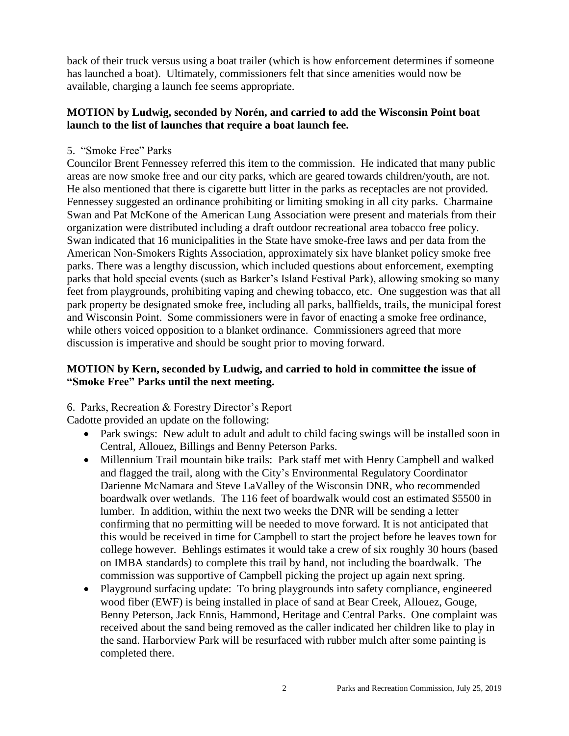back of their truck versus using a boat trailer (which is how enforcement determines if someone has launched a boat). Ultimately, commissioners felt that since amenities would now be available, charging a launch fee seems appropriate.

**MOTION by Ludwig, seconded by Norén, and carried to add the Wisconsin Point boat launch to the list of launches that require a boat launch fee.**

5. "Smoke Free" Parks

Councilor Brent Fennessey referred this item to the commission. He indicated that many public areas are now smoke free and our city parks, which are geared towards children/youth, are not. He also mentioned that there is cigarette butt litter in the parks as receptacles are not provided. Fennessey suggested an ordinance prohibiting or limiting smoking in all city parks. Charmaine Swan and Pat McKone of the American Lung Association were present and materials from their organization were distributed including a draft outdoor recreational area tobacco free policy. Swan indicated that 16 municipalities in the State have smoke-free laws and per data from the American Non-Smokers Rights Association, approximately six have blanket policy smoke free parks. There was a lengthy discussion, which included questions about enforcement, exempting parks that hold special events (such as Barker's Island Festival Park), allowing smoking so many feet from playgrounds, prohibiting vaping and chewing tobacco, etc. One suggestion was that all park property be designated smoke free, including all parks, ballfields, trails, the municipal forest and Wisconsin Point. Some commissioners were in favor of enacting a smoke free ordinance, while others voiced opposition to a blanket ordinance. Commissioners agreed that more discussion is imperative and should be sought prior to moving forward.

**MOTION by Kern, seconded by Ludwig, and carried to hold in committee the issue of "Smoke Free" Parks until the next meeting.**

6. Parks, Recreation & Forestry Director's Report

Cadotte provided an update on the following:

- Park swings: New adult to adult and adult to child facing swings will be installed soon in Central, Allouez, Billings and Benny Peterson Parks.
- Millennium Trail mountain bike trails: Park staff met with Henry Campbell and walked and flagged the trail, along with the City's Environmental Regulatory Coordinator Darienne McNamara and Steve LaValley of the Wisconsin DNR, who recommended boardwalk over wetlands. The 116 feet of boardwalk would cost an estimated $5500 in lumber. In addition, within the next two weeks the DNR will be sending a letter confirming that no permitting will be needed to move forward. It is not anticipated that this would be received in time for Campbell to start the project before he leaves town for college however. Behlings estimates it would take a crew of six roughly 30 hours (based on IMBA standards) to complete this trail by hand, not including the boardwalk. The commission was supportive of Campbell picking the project up again next spring.
- Playground surfacing update: To bring playgrounds into safety compliance, engineered wood fiber (EWF) is being installed in place of sand at Bear Creek, Allouez, Gouge, Benny Peterson, Jack Ennis, Hammond, Heritage and Central Parks. One complaint was received about the sand being removed as the caller indicated her children like to play in the sand. Harborview Park will be resurfaced with rubber mulch after some painting is completed there.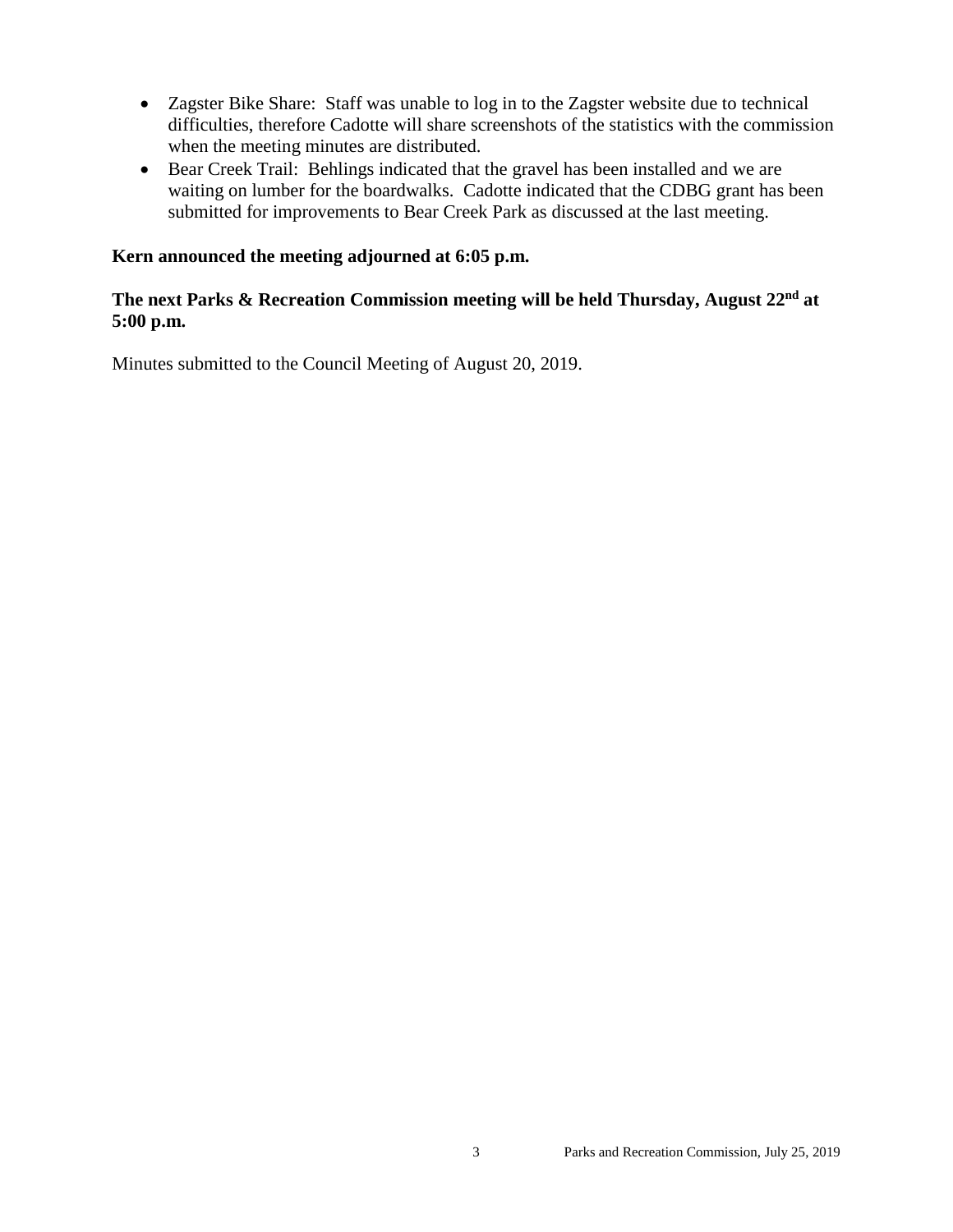- Zagster Bike Share: Staff was unable to log in to the Zagster website due to technical difficulties, therefore Cadotte will share screenshots of the statistics with the commission when the meeting minutes are distributed.
- Bear Creek Trail: Behlings indicated that the gravel has been installed and we are waiting on lumber for the boardwalks. Cadotte indicated that the CDBG grant has been submitted for improvements to Bear Creek Park as discussed at the last meeting.

**Kern announced the meeting adjourned at 6:05 p.m.**

**The next Parks & Recreation Commission meeting will be held Thursday, August 22nd at 5:00 p.m.**

Minutes submitted to the Council Meeting of August 20, 2019.